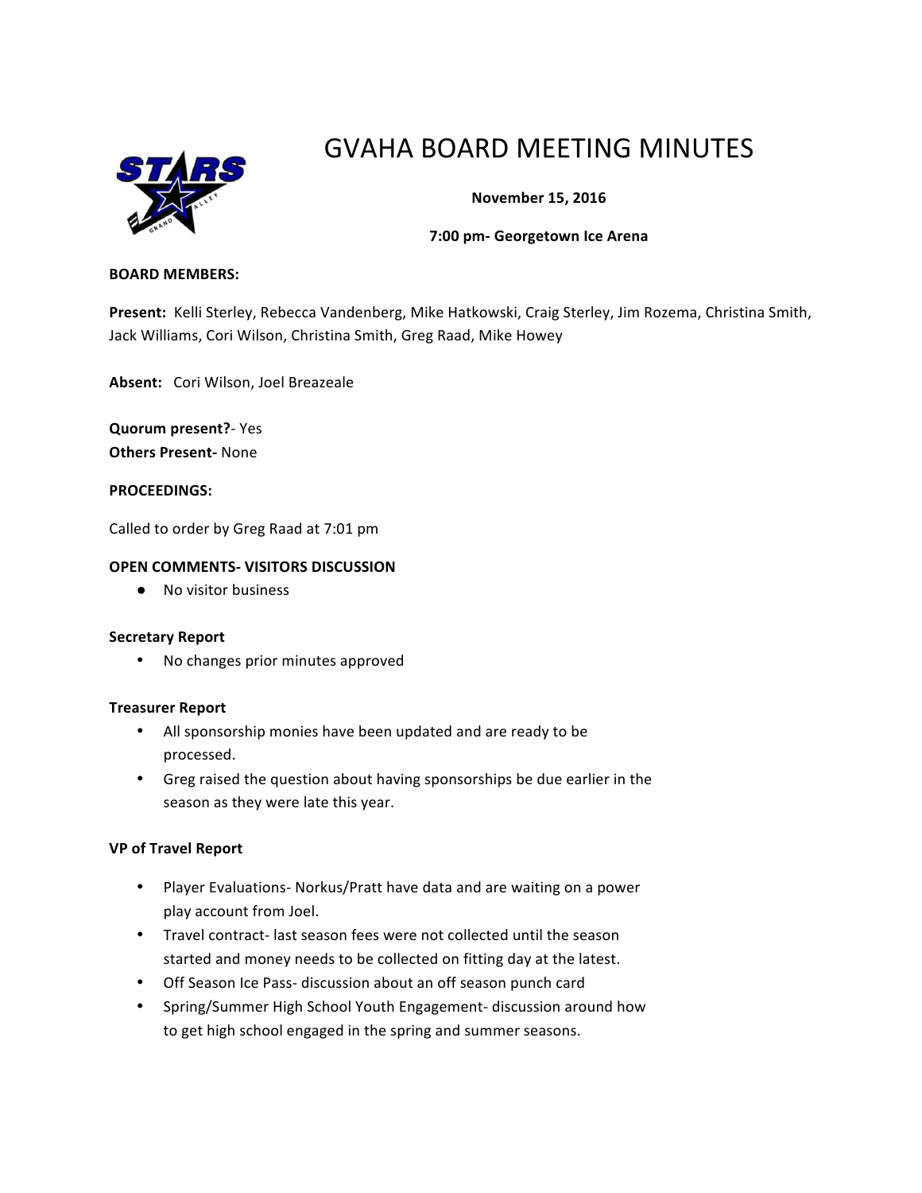# GVAHA BOARD MEETING MINUTES

**November 15, 2016**

**7:00 pm- Georgetown Ice Arena**

**BOARD MEMBERS:**

**Present:** Kelli Sterley, Rebecca Vandenberg, Mike Hatkowski, Craig Sterley, Jim Rozema, Christina Smith, Jack Williams, Cori Wilson, Christina Smith, Greg Raad, Mike Howey

**Absent:** Cori Wilson, Joel Breazeale

**Quorum present?**- Yes
**Others Present-** None

**PROCEEDINGS:**

Called to order by Greg Raad at 7:01 pm

**OPEN COMMENTS- VISITORS DISCUSSION**

- No visitor business

**Secretary Report**

- No changes prior minutes approved

**Treasurer Report**

- All sponsorship monies have been updated and are ready to be processed.
- Greg raised the question about having sponsorships be due earlier in the season as they were late this year.

**VP of Travel Report**

- Player Evaluations- Norkus/Pratt have data and are waiting on a power play account from Joel.
- Travel contract- last season fees were not collected until the season started and money needs to be collected on fitting day at the latest.
- Off Season Ice Pass- discussion about an off season punch card
- Spring/Summer High School Youth Engagement- discussion around how to get high school engaged in the spring and summer seasons.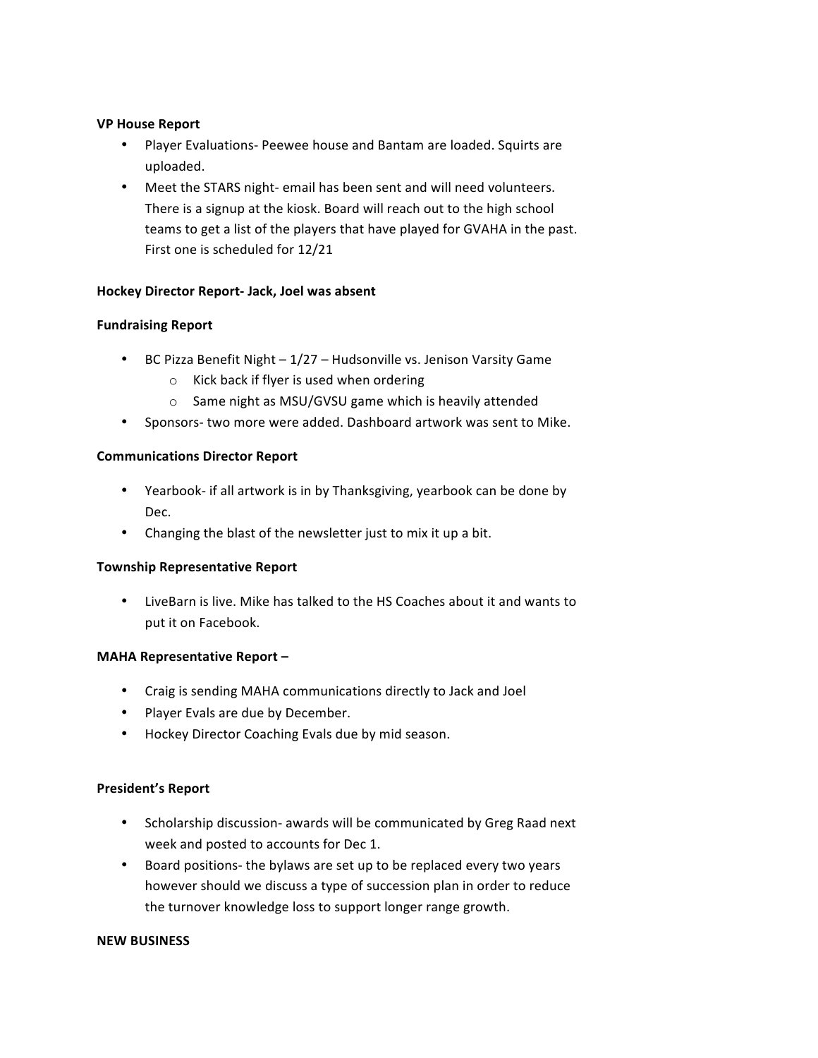**VP House Report**

- Player Evaluations- Peewee house and Bantam are loaded. Squirts are uploaded.
- Meet the STARS night- email has been sent and will need volunteers. There is a signup at the kiosk. Board will reach out to the high school teams to get a list of the players that have played for GVAHA in the past. First one is scheduled for 12/21

**Hockey Director Report- Jack, Joel was absent**

**Fundraising Report**

- BC Pizza Benefit Night – 1/27 – Hudsonville vs. Jenison Varsity Game
  - Kick back if flyer is used when ordering
  - Same night as MSU/GVSU game which is heavily attended
- Sponsors- two more were added. Dashboard artwork was sent to Mike.

**Communications Director Report**

- Yearbook- if all artwork is in by Thanksgiving, yearbook can be done by Dec.
- Changing the blast of the newsletter just to mix it up a bit.

**Township Representative Report**

- LiveBarn is live. Mike has talked to the HS Coaches about it and wants to put it on Facebook.

**MAHA Representative Report –**

- Craig is sending MAHA communications directly to Jack and Joel
- Player Evals are due by December.
- Hockey Director Coaching Evals due by mid season.

**President's Report**

- Scholarship discussion- awards will be communicated by Greg Raad next week and posted to accounts for Dec 1.
- Board positions- the bylaws are set up to be replaced every two years however should we discuss a type of succession plan in order to reduce the turnover knowledge loss to support longer range growth.

**NEW BUSINESS**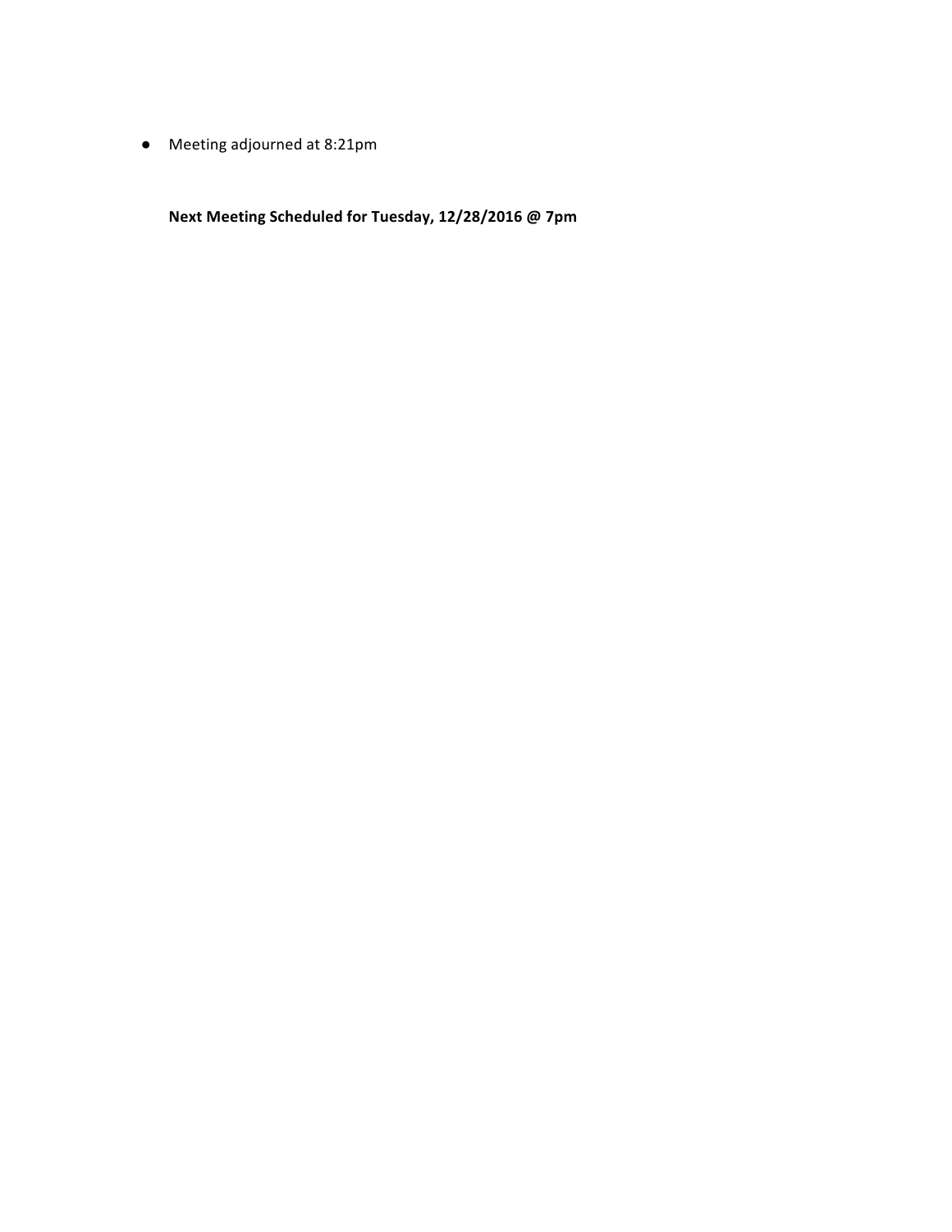- Meeting adjourned at 8:21pm

**Next Meeting Scheduled for Tuesday, 12/28/2016 @ 7pm**